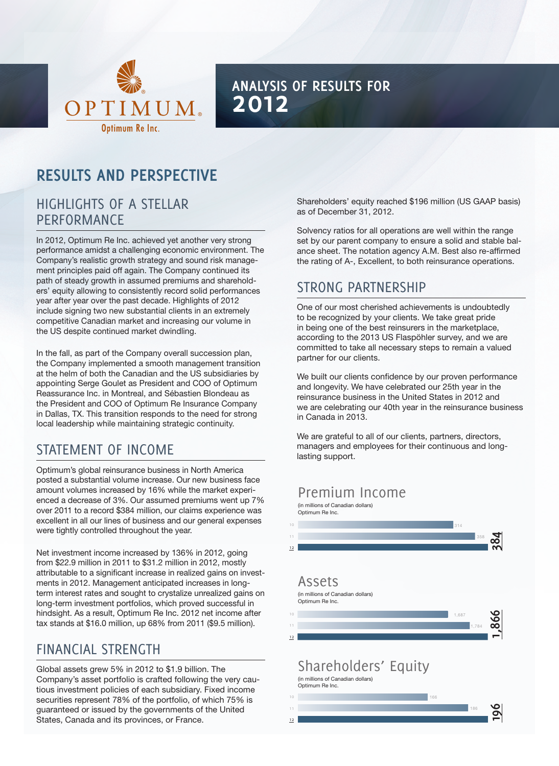OPTIMUM®

Optimum Re Inc.

# ANALYSIS OF RESULTS FOR 2012

## RESULTS AND PERSPECTIVE

### HIGHLIGHTS OF A STELLAR PERFORMANCE

In 2012, Optimum Re Inc. achieved yet another very strong performance amidst a challenging economic environment. The Company's realistic growth strategy and sound risk management principles paid off again. The Company continued its path of steady growth in assumed premiums and shareholders' equity allowing to consistently record solid performances year after year over the past decade. Highlights of 2012 include signing two new substantial clients in an extremely competitive Canadian market and increasing our volume in the US despite continued market dwindling.

In the fall, as part of the Company overall succession plan, the Company implemented a smooth management transition at the helm of both the Canadian and the US subsidiaries by appointing Serge Goulet as President and COO of Optimum Reassurance Inc. in Montreal, and Sébastien Blondeau as the President and COO of Optimum Re Insurance Company in Dallas, TX. This transition responds to the need for strong local leadership while maintaining strategic continuity.

### STATEMENT OF INCOME

Optimum's global reinsurance business in North America posted a substantial volume increase. Our new business face amount volumes increased by 16% while the market experienced a decrease of 3%. Our assumed premiums went up 7% over 2011 to a record $384 million, our claims experience was excellent in all our lines of business and our general expenses were tightly controlled throughout the year.

Net investment income increased by 136% in 2012, going from $22.9 million in 2011 to $31.2 million in 2012, mostly attributable to a significant increase in realized gains on investments in 2012. Management anticipated increases in long-term interest rates and sought to crystalize unrealized gains on long-term investment portfolios, which proved successful in hindsight. As a result, Optimum Re Inc. 2012 net income after tax stands at $16.0 million, up 68% from 2011 ($9.5 million).

### FINANCIAL STRENGTH

Global assets grew 5% in 2012 to $1.9 billion. The Company's asset portfolio is crafted following the very cautious investment policies of each subsidiary. Fixed income securities represent 78% of the portfolio, of which 75% is guaranteed or issued by the governments of the United States, Canada and its provinces, or France.

Shareholders' equity reached $196 million (US GAAP basis) as of December 31, 2012.

Solvency ratios for all operations are well within the range set by our parent company to ensure a solid and stable balance sheet. The notation agency A.M. Best also re-affirmed the rating of A-, Excellent, to both reinsurance operations.

### STRONG PARTNERSHIP

One of our most cherished achievements is undoubtedly to be recognized by your clients. We take great pride in being one of the best reinsurers in the marketplace, according to the 2013 US Flaspöhler survey, and we are committed to take all necessary steps to remain a valued partner for our clients.

We built our clients confidence by our proven performance and longevity. We have celebrated our 25th year in the reinsurance business in the United States in 2012 and we are celebrating our 40th year in the reinsurance business in Canada in 2013.

We are grateful to all of our clients, partners, directors, managers and employees for their continuous and long-lasting support.

**Premium Income**
(in millions of Canadian dollars)
Optimum Re Inc.

| Year | Value |
|---|---|
| 10 | 314 |
| 11 | 358 |
| 12 | 384 |

**Assets**
(in millions of Canadian dollars)
Optimum Re Inc.

| Year | Value |
|---|---|
| 10 | 1,687 |
| 11 | 1,784 |
| 12 | 1,866 |

**Shareholders' Equity**
(in millions of Canadian dollars)
Optimum Re Inc.

| Year | Value |
|---|---|
| 10 | 166 |
| 11 | 186 |
| 12 | 196 |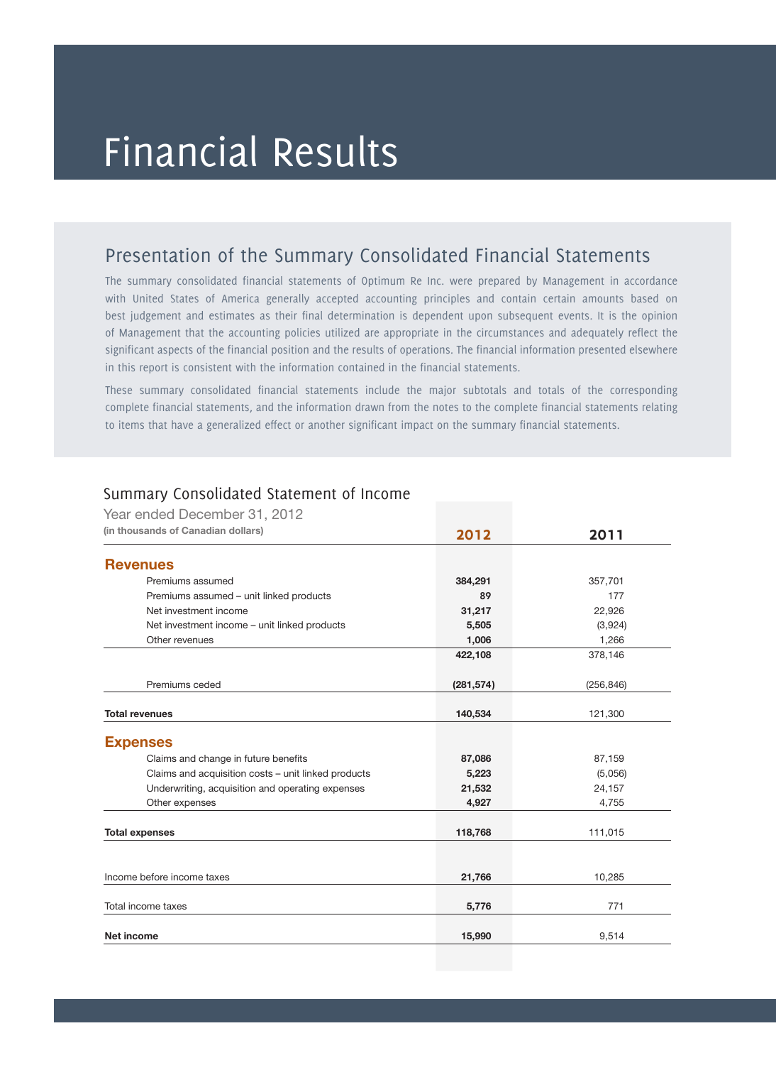# Financial Results

## Presentation of the Summary Consolidated Financial Statements

The summary consolidated financial statements of Optimum Re Inc. were prepared by Management in accordance with United States of America generally accepted accounting principles and contain certain amounts based on best judgement and estimates as their final determination is dependent upon subsequent events. It is the opinion of Management that the accounting policies utilized are appropriate in the circumstances and adequately reflect the significant aspects of the financial position and the results of operations. The financial information presented elsewhere in this report is consistent with the information contained in the financial statements.

These summary consolidated financial statements include the major subtotals and totals of the corresponding complete financial statements, and the information drawn from the notes to the complete financial statements relating to items that have a generalized effect or another significant impact on the summary financial statements.

### Summary Consolidated Statement of Income

Year ended December 31, 2012

**(in thousands of Canadian dollars)**

| | 2012 | 2011 |
|---|---|---|
| **Revenues** | | |
| Premiums assumed | **384,291** | 357,701 |
| Premiums assumed – unit linked products | **89** | 177 |
| Net investment income | **31,217** | 22,926 |
| Net investment income – unit linked products | **5,505** | (3,924) |
| Other revenues | **1,006** | 1,266 |
| | **422,108** | 378,146 |
| Premiums ceded | **(281,574)** | (256,846) |
| **Total revenues** | **140,534** | 121,300 |
| **Expenses** | | |
| Claims and change in future benefits | **87,086** | 87,159 |
| Claims and acquisition costs – unit linked products | **5,223** | (5,056) |
| Underwriting, acquisition and operating expenses | **21,532** | 24,157 |
| Other expenses | **4,927** | 4,755 |
| **Total expenses** | **118,768** | 111,015 |
| Income before income taxes | **21,766** | 10,285 |
| Total income taxes | **5,776** | 771 |
| **Net income** | **15,990** | 9,514 |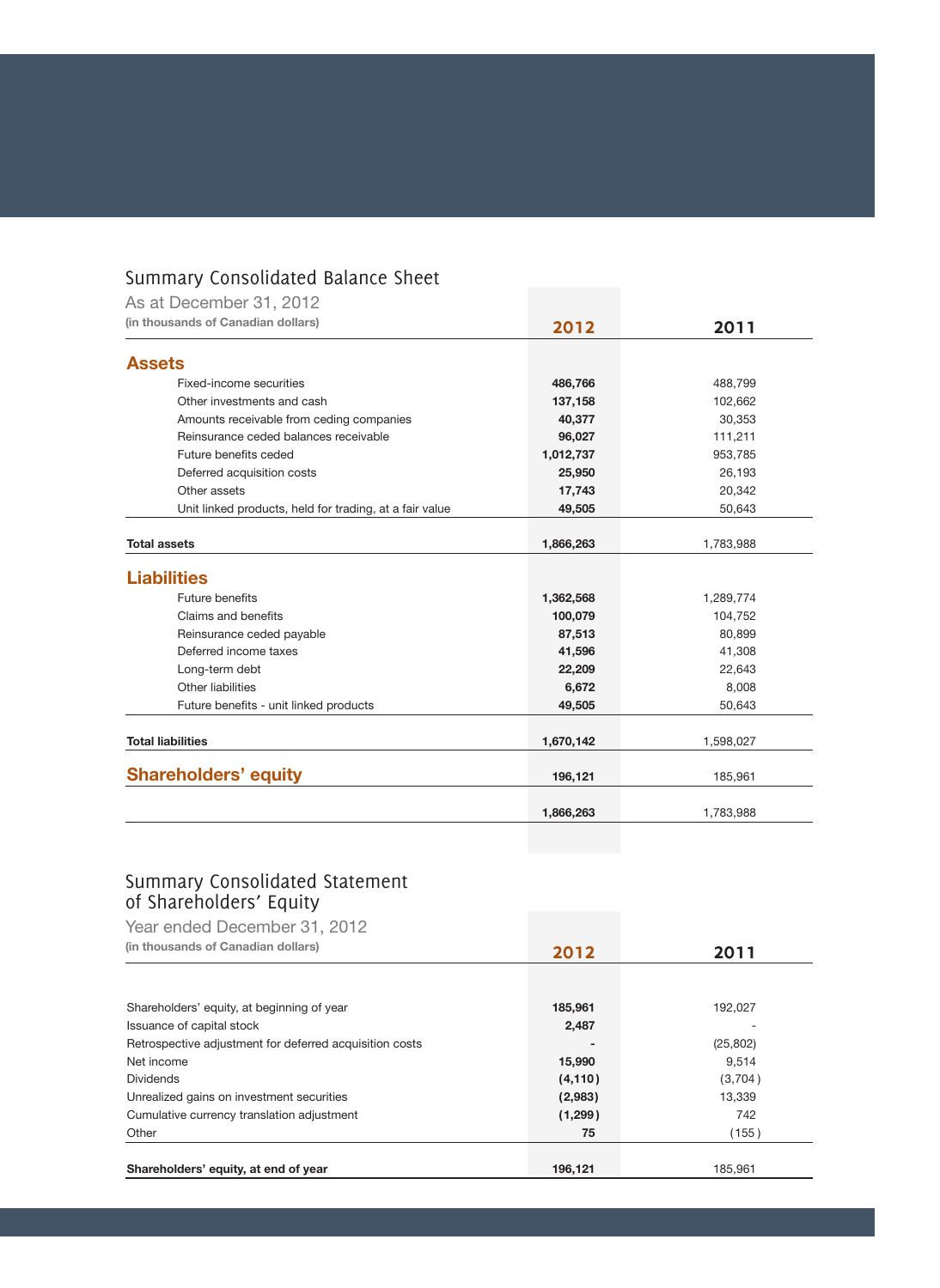## Summary Consolidated Balance Sheet

As at December 31, 2012

**(in thousands of Canadian dollars)**

| | 2012 | 2011 |
|---|---|---|
| **Assets** | | |
| Fixed-income securities | **486,766** | 488,799 |
| Other investments and cash | **137,158** | 102,662 |
| Amounts receivable from ceding companies | **40,377** | 30,353 |
| Reinsurance ceded balances receivable | **96,027** | 111,211 |
| Future benefits ceded | **1,012,737** | 953,785 |
| Deferred acquisition costs | **25,950** | 26,193 |
| Other assets | **17,743** | 20,342 |
| Unit linked products, held for trading, at a fair value | **49,505** | 50,643 |
| **Total assets** | **1,866,263** | 1,783,988 |
| **Liabilities** | | |
| Future benefits | **1,362,568** | 1,289,774 |
| Claims and benefits | **100,079** | 104,752 |
| Reinsurance ceded payable | **87,513** | 80,899 |
| Deferred income taxes | **41,596** | 41,308 |
| Long-term debt | **22,209** | 22,643 |
| Other liabilities | **6,672** | 8,008 |
| Future benefits - unit linked products | **49,505** | 50,643 |
| **Total liabilities** | **1,670,142** | 1,598,027 |
| **Shareholders' equity** | **196,121** | 185,961 |
| | **1,866,263** | 1,783,988 |

## Summary Consolidated Statement of Shareholders' Equity

Year ended December 31, 2012

**(in thousands of Canadian dollars)**

| | 2012 | 2011 |
|---|---|---|
| Shareholders' equity, at beginning of year | **185,961** | 192,027 |
| Issuance of capital stock | **2,487** | - |
| Retrospective adjustment for deferred acquisition costs | **-** | (25,802) |
| Net income | **15,990** | 9,514 |
| Dividends | **(4,110)** | (3,704) |
| Unrealized gains on investment securities | **(2,983)** | 13,339 |
| Cumulative currency translation adjustment | **(1,299)** | 742 |
| Other | **75** | (155) |
| **Shareholders' equity, at end of year** | **196,121** | 185,961 |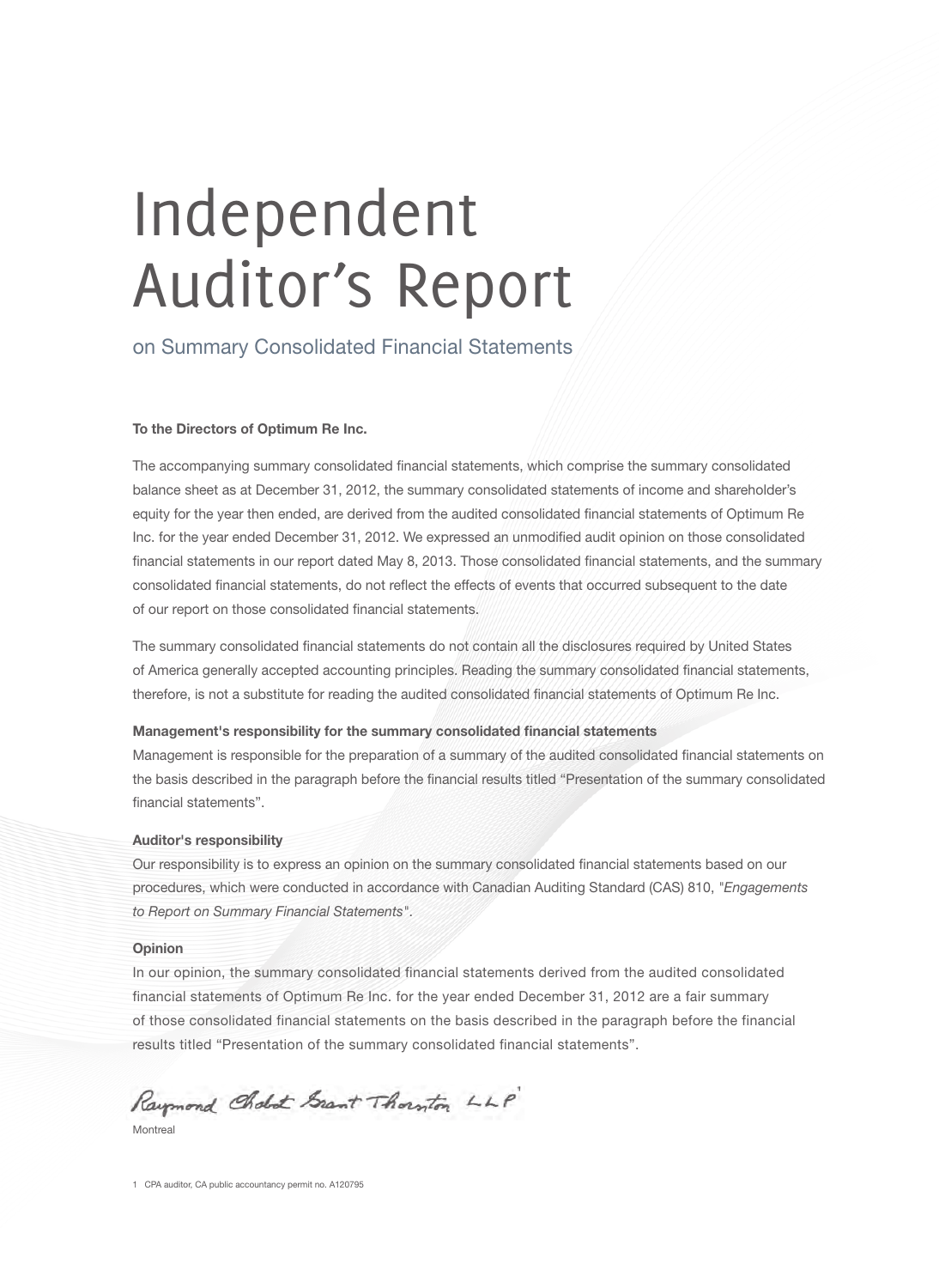# Independent Auditor's Report

on Summary Consolidated Financial Statements

**To the Directors of Optimum Re Inc.**

The accompanying summary consolidated financial statements, which comprise the summary consolidated balance sheet as at December 31, 2012, the summary consolidated statements of income and shareholder's equity for the year then ended, are derived from the audited consolidated financial statements of Optimum Re Inc. for the year ended December 31, 2012. We expressed an unmodified audit opinion on those consolidated financial statements in our report dated May 8, 2013. Those consolidated financial statements, and the summary consolidated financial statements, do not reflect the effects of events that occurred subsequent to the date of our report on those consolidated financial statements.

The summary consolidated financial statements do not contain all the disclosures required by United States of America generally accepted accounting principles. Reading the summary consolidated financial statements, therefore, is not a substitute for reading the audited consolidated financial statements of Optimum Re Inc.

**Management's responsibility for the summary consolidated financial statements**

Management is responsible for the preparation of a summary of the audited consolidated financial statements on the basis described in the paragraph before the financial results titled "Presentation of the summary consolidated financial statements".

**Auditor's responsibility**

Our responsibility is to express an opinion on the summary consolidated financial statements based on our procedures, which were conducted in accordance with Canadian Auditing Standard (CAS) 810, "*Engagements to Report on Summary Financial Statements*".

**Opinion**

In our opinion, the summary consolidated financial statements derived from the audited consolidated financial statements of Optimum Re Inc. for the year ended December 31, 2012 are a fair summary of those consolidated financial statements on the basis described in the paragraph before the financial results titled "Presentation of the summary consolidated financial statements".

Raymond Chabot Grant Thornton LLP[1]

Montreal

1 CPA auditor, CA public accountancy permit no. A120795